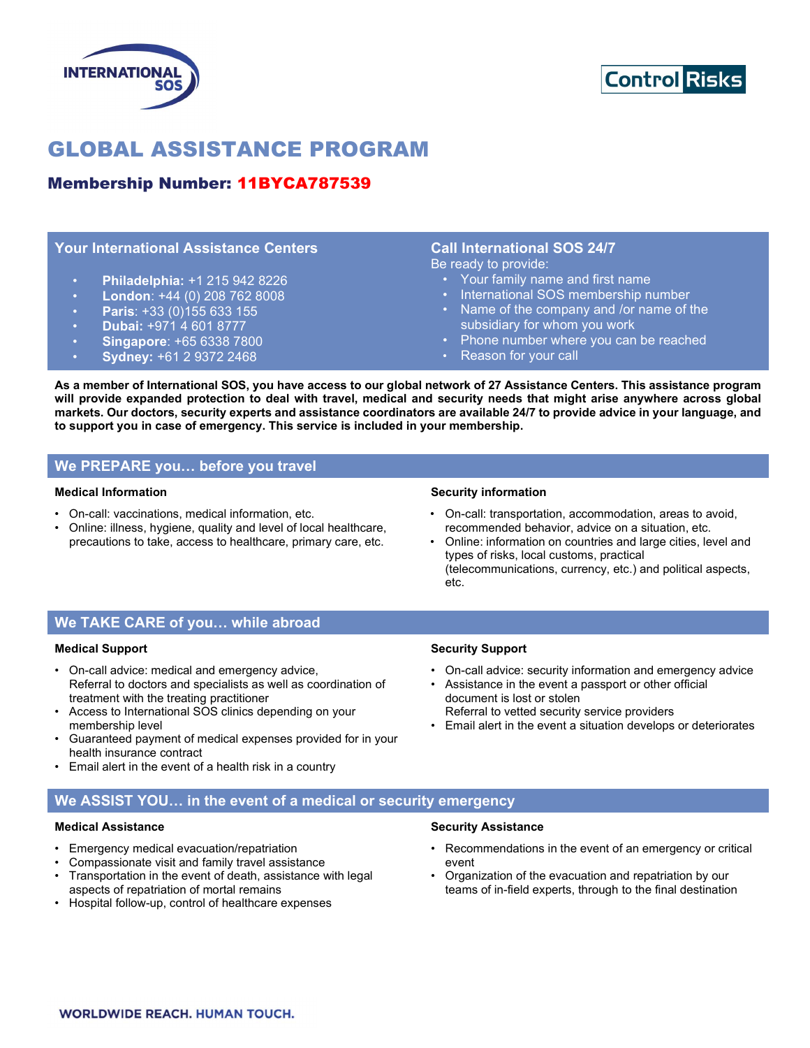INTERNATIONAL SOS

Control Risks

# GLOBAL ASSISTANCE PROGRAM

## Membership Number: 11BYCA787539

### Your International Assistance Centers

- **Philadelphia:** +1 215 942 8226
- **London**: +44 (0) 208 762 8008
- **Paris**: +33 (0)155 633 155
- **Dubai:** +971 4 601 8777
- **Singapore**: +65 6338 7800
- **Sydney:** +61 2 9372 2468

### Call International SOS 24/7

Be ready to provide:

- Your family name and first name
- International SOS membership number
- Name of the company and /or name of the subsidiary for whom you work
- Phone number where you can be reached
- Reason for your call

**As a member of International SOS, you have access to our global network of 27 Assistance Centers. This assistance program will provide expanded protection to deal with travel, medical and security needs that might arise anywhere across global markets. Our doctors, security experts and assistance coordinators are available 24/7 to provide advice in your language, and to support you in case of emergency. This service is included in your membership.**

## We PREPARE you… before you travel

**Medical Information**

- On-call: vaccinations, medical information, etc.
- Online: illness, hygiene, quality and level of local healthcare, precautions to take, access to healthcare, primary care, etc.

**Security information**

- On-call: transportation, accommodation, areas to avoid, recommended behavior, advice on a situation, etc.
- Online: information on countries and large cities, level and types of risks, local customs, practical (telecommunications, currency, etc.) and political aspects, etc.

## We TAKE CARE of you… while abroad

**Medical Support**

- On-call advice: medical and emergency advice, Referral to doctors and specialists as well as coordination of treatment with the treating practitioner
- Access to International SOS clinics depending on your membership level
- Guaranteed payment of medical expenses provided for in your health insurance contract
- Email alert in the event of a health risk in a country

**Security Support**

- On-call advice: security information and emergency advice
- Assistance in the event a passport or other official document is lost or stolen Referral to vetted security service providers
- Email alert in the event a situation develops or deteriorates

## We ASSIST YOU… in the event of a medical or security emergency

**Medical Assistance**

- Emergency medical evacuation/repatriation
- Compassionate visit and family travel assistance
- Transportation in the event of death, assistance with legal aspects of repatriation of mortal remains
- Hospital follow-up, control of healthcare expenses

**Security Assistance**

- Recommendations in the event of an emergency or critical event
- Organization of the evacuation and repatriation by our teams of in-field experts, through to the final destination

WORLDWIDE REACH. HUMAN TOUCH.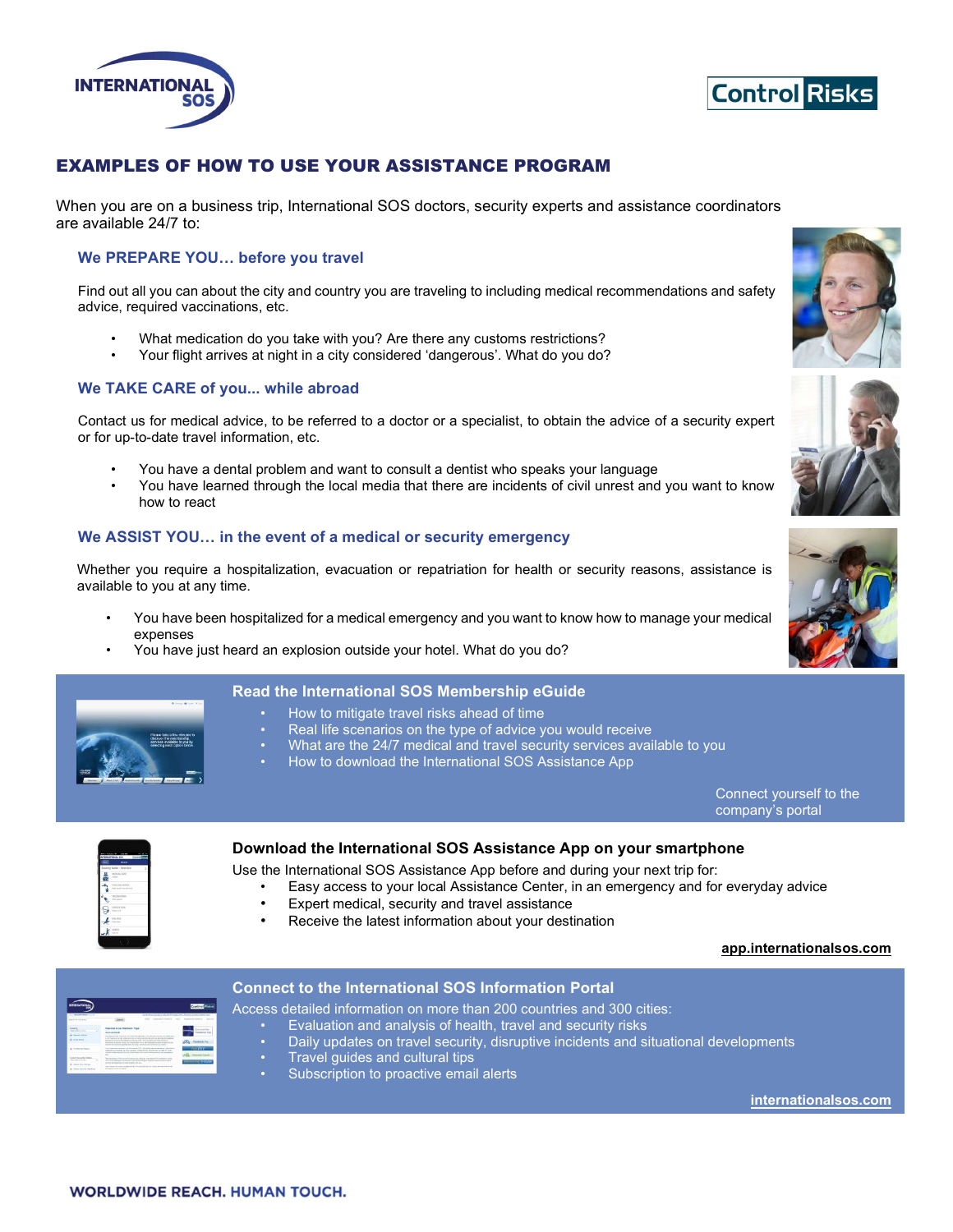INTERNATIONAL SOS

Control Risks

# EXAMPLES OF HOW TO USE YOUR ASSISTANCE PROGRAM

When you are on a business trip, International SOS doctors, security experts and assistance coordinators are available 24/7 to:

## We PREPARE YOU… before you travel

Find out all you can about the city and country you are traveling to including medical recommendations and safety advice, required vaccinations, etc.

- What medication do you take with you? Are there any customs restrictions?
- Your flight arrives at night in a city considered 'dangerous'. What do you do?

## We TAKE CARE of you... while abroad

Contact us for medical advice, to be referred to a doctor or a specialist, to obtain the advice of a security expert or for up-to-date travel information, etc.

- You have a dental problem and want to consult a dentist who speaks your language
- You have learned through the local media that there are incidents of civil unrest and you want to know how to react

## We ASSIST YOU… in the event of a medical or security emergency

Whether you require a hospitalization, evacuation or repatriation for health or security reasons, assistance is available to you at any time.

- You have been hospitalized for a medical emergency and you want to know how to manage your medical expenses
- You have just heard an explosion outside your hotel. What do you do?

### Read the International SOS Membership eGuide

- How to mitigate travel risks ahead of time
- Real life scenarios on the type of advice you would receive
- What are the 24/7 medical and travel security services available to you
- How to download the International SOS Assistance App

Connect yourself to the company's portal

### Download the International SOS Assistance App on your smartphone

Use the International SOS Assistance App before and during your next trip for:

- Easy access to your local Assistance Center, in an emergency and for everyday advice
- Expert medical, security and travel assistance
- Receive the latest information about your destination

**app.internationalsos.com**

### Connect to the International SOS Information Portal

Access detailed information on more than 200 countries and 300 cities:

- Evaluation and analysis of health, travel and security risks
- Daily updates on travel security, disruptive incidents and situational developments
- Travel guides and cultural tips
- Subscription to proactive email alerts

**internationalsos.com**

WORLDWIDE REACH. HUMAN TOUCH.